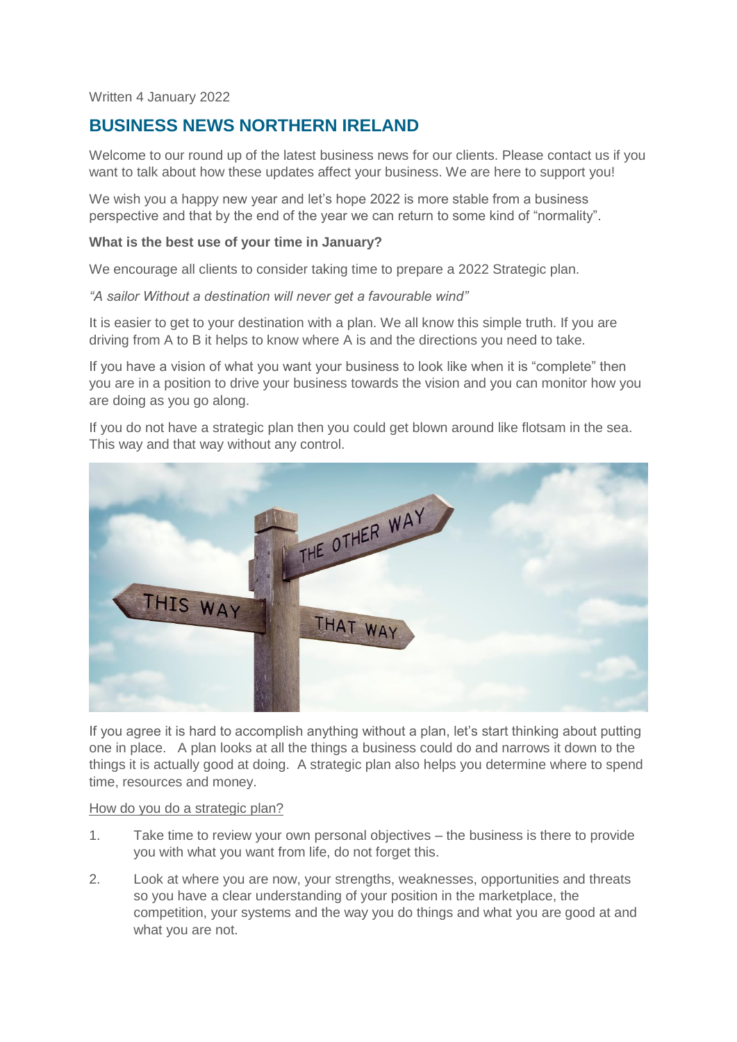Written 4 January 2022

# BUSINESS NEWS NORTHERN IRELAND

Welcome to our round up of the latest business news for our clients. Please contact us if you want to talk about how these updates affect your business. We are here to support you!

We wish you a happy new year and let's hope 2022 is more stable from a business perspective and that by the end of the year we can return to some kind of "normality".

**What is the best use of your time in January?**

We encourage all clients to consider taking time to prepare a 2022 Strategic plan.

*"A sailor Without a destination will never get a favourable wind"*

It is easier to get to your destination with a plan. We all know this simple truth. If you are driving from A to B it helps to know where A is and the directions you need to take.

If you have a vision of what you want your business to look like when it is "complete" then you are in a position to drive your business towards the vision and you can monitor how you are doing as you go along.

If you do not have a strategic plan then you could get blown around like flotsam in the sea. This way and that way without any control.

If you agree it is hard to accomplish anything without a plan, let's start thinking about putting one in place. A plan looks at all the things a business could do and narrows it down to the things it is actually good at doing. A strategic plan also helps you determine where to spend time, resources and money.

<u>How do you do a strategic plan?</u>

1. Take time to review your own personal objectives – the business is there to provide you with what you want from life, do not forget this.
2. Look at where you are now, your strengths, weaknesses, opportunities and threats so you have a clear understanding of your position in the marketplace, the competition, your systems and the way you do things and what you are good at and what you are not.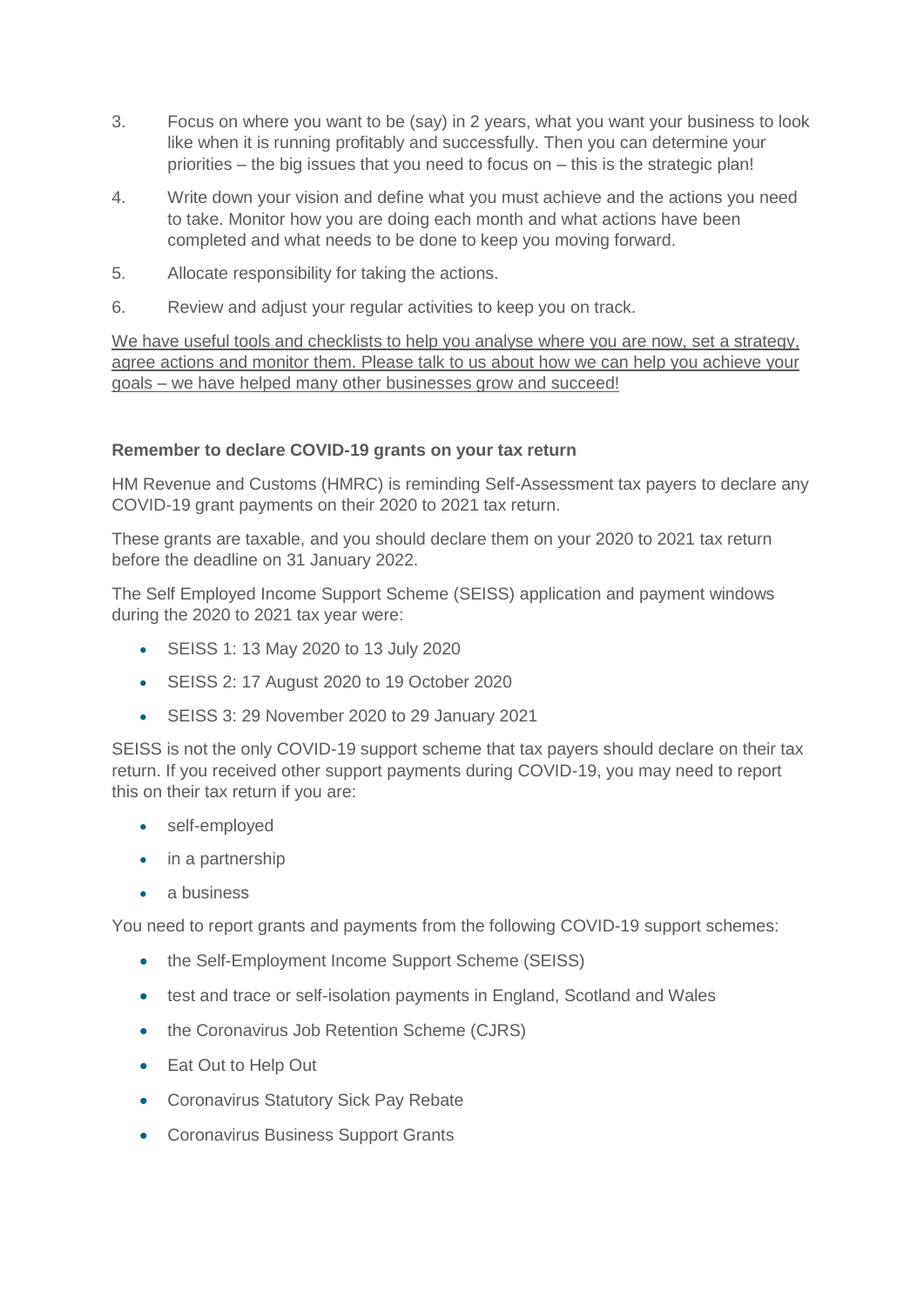3. Focus on where you want to be (say) in 2 years, what you want your business to look like when it is running profitably and successfully. Then you can determine your priorities – the big issues that you need to focus on – this is the strategic plan!

4. Write down your vision and define what you must achieve and the actions you need to take. Monitor how you are doing each month and what actions have been completed and what needs to be done to keep you moving forward.

5. Allocate responsibility for taking the actions.

6. Review and adjust your regular activities to keep you on track.

We have useful tools and checklists to help you analyse where you are now, set a strategy, agree actions and monitor them. Please talk to us about how we can help you achieve your goals – we have helped many other businesses grow and succeed!

**Remember to declare COVID-19 grants on your tax return**

HM Revenue and Customs (HMRC) is reminding Self-Assessment tax payers to declare any COVID-19 grant payments on their 2020 to 2021 tax return.

These grants are taxable, and you should declare them on your 2020 to 2021 tax return before the deadline on 31 January 2022.

The Self Employed Income Support Scheme (SEISS) application and payment windows during the 2020 to 2021 tax year were:

- SEISS 1: 13 May 2020 to 13 July 2020
- SEISS 2: 17 August 2020 to 19 October 2020
- SEISS 3: 29 November 2020 to 29 January 2021

SEISS is not the only COVID-19 support scheme that tax payers should declare on their tax return. If you received other support payments during COVID-19, you may need to report this on their tax return if you are:

- self-employed
- in a partnership
- a business

You need to report grants and payments from the following COVID-19 support schemes:

- the Self-Employment Income Support Scheme (SEISS)
- test and trace or self-isolation payments in England, Scotland and Wales
- the Coronavirus Job Retention Scheme (CJRS)
- Eat Out to Help Out
- Coronavirus Statutory Sick Pay Rebate
- Coronavirus Business Support Grants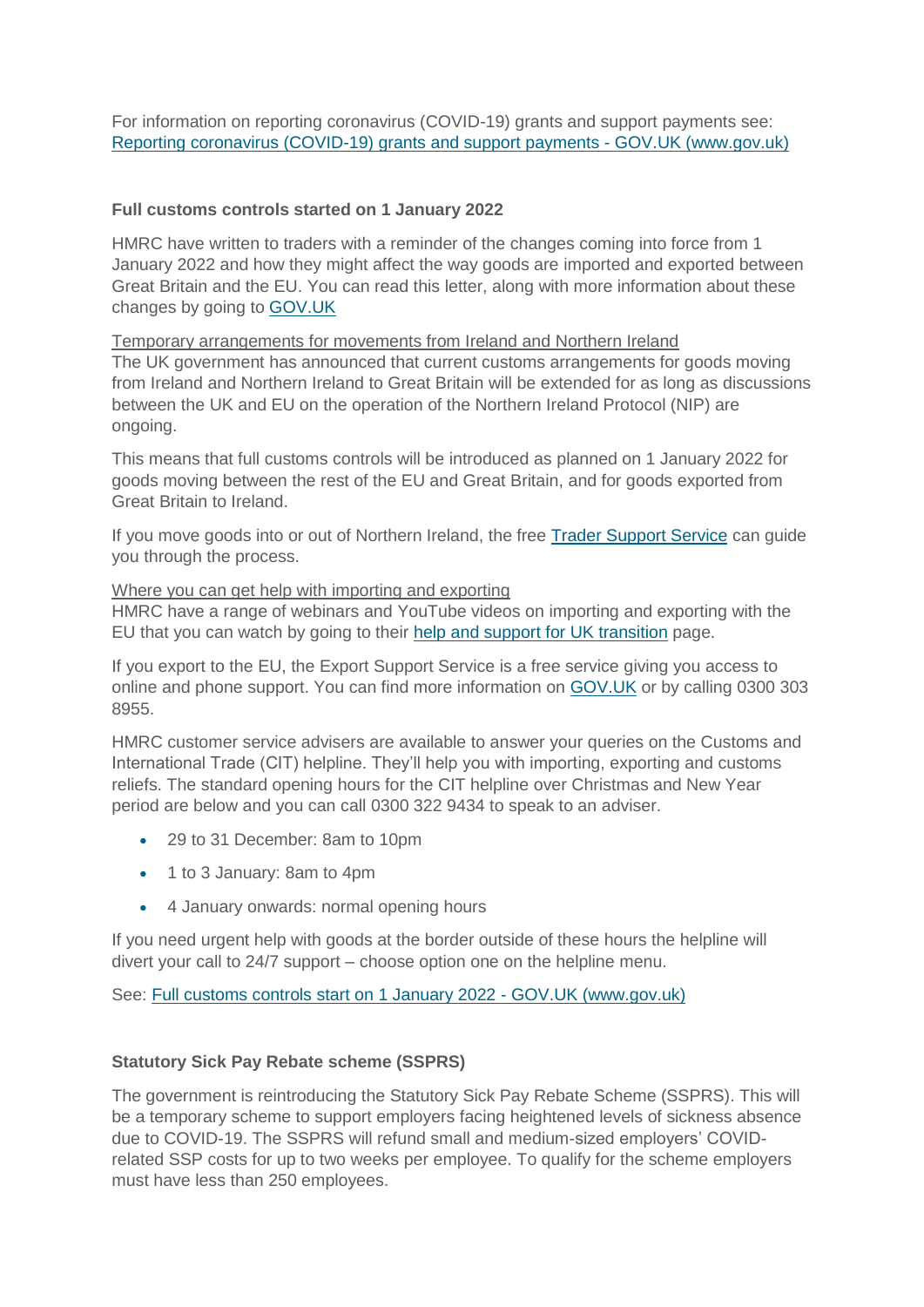For information on reporting coronavirus (COVID-19) grants and support payments see: [Reporting coronavirus (COVID-19) grants and support payments - GOV.UK (www.gov.uk)](#)

**Full customs controls started on 1 January 2022**

HMRC have written to traders with a reminder of the changes coming into force from 1 January 2022 and how they might affect the way goods are imported and exported between Great Britain and the EU. You can read this letter, along with more information about these changes by going to [GOV.UK](#)

Temporary arrangements for movements from Ireland and Northern Ireland
The UK government has announced that current customs arrangements for goods moving from Ireland and Northern Ireland to Great Britain will be extended for as long as discussions between the UK and EU on the operation of the Northern Ireland Protocol (NIP) are ongoing.

This means that full customs controls will be introduced as planned on 1 January 2022 for goods moving between the rest of the EU and Great Britain, and for goods exported from Great Britain to Ireland.

If you move goods into or out of Northern Ireland, the free [Trader Support Service](#) can guide you through the process.

Where you can get help with importing and exporting
HMRC have a range of webinars and YouTube videos on importing and exporting with the EU that you can watch by going to their [help and support for UK transition](#) page.

If you export to the EU, the Export Support Service is a free service giving you access to online and phone support. You can find more information on [GOV.UK](#) or by calling 0300 303 8955.

HMRC customer service advisers are available to answer your queries on the Customs and International Trade (CIT) helpline. They'll help you with importing, exporting and customs reliefs. The standard opening hours for the CIT helpline over Christmas and New Year period are below and you can call 0300 322 9434 to speak to an adviser.

- 29 to 31 December: 8am to 10pm
- 1 to 3 January: 8am to 4pm
- 4 January onwards: normal opening hours

If you need urgent help with goods at the border outside of these hours the helpline will divert your call to 24/7 support – choose option one on the helpline menu.

See: [Full customs controls start on 1 January 2022 - GOV.UK (www.gov.uk)](#)

**Statutory Sick Pay Rebate scheme (SSPRS)**

The government is reintroducing the Statutory Sick Pay Rebate Scheme (SSPRS). This will be a temporary scheme to support employers facing heightened levels of sickness absence due to COVID-19. The SSPRS will refund small and medium-sized employers' COVID-related SSP costs for up to two weeks per employee. To qualify for the scheme employers must have less than 250 employees.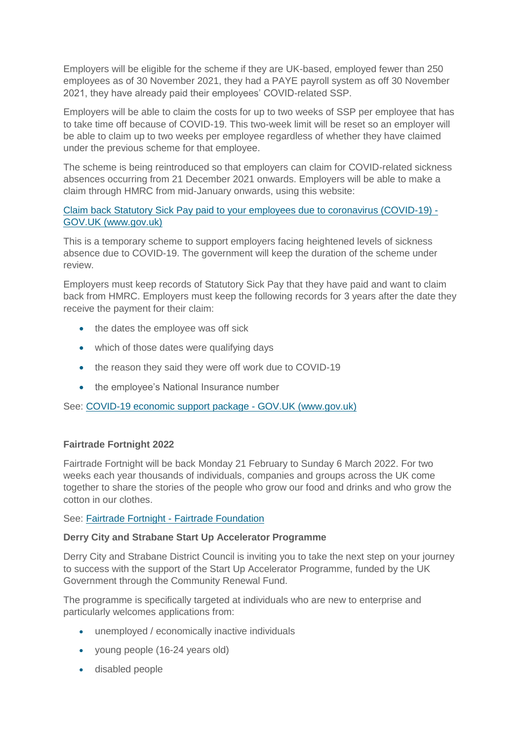Employers will be eligible for the scheme if they are UK-based, employed fewer than 250 employees as of 30 November 2021, they had a PAYE payroll system as off 30 November 2021, they have already paid their employees' COVID-related SSP.

Employers will be able to claim the costs for up to two weeks of SSP per employee that has to take time off because of COVID-19. This two-week limit will be reset so an employer will be able to claim up to two weeks per employee regardless of whether they have claimed under the previous scheme for that employee.

The scheme is being reintroduced so that employers can claim for COVID-related sickness absences occurring from 21 December 2021 onwards. Employers will be able to make a claim through HMRC from mid-January onwards, using this website:

[Claim back Statutory Sick Pay paid to your employees due to coronavirus (COVID-19) - GOV.UK (www.gov.uk)]

This is a temporary scheme to support employers facing heightened levels of sickness absence due to COVID-19. The government will keep the duration of the scheme under review.

Employers must keep records of Statutory Sick Pay that they have paid and want to claim back from HMRC. Employers must keep the following records for 3 years after the date they receive the payment for their claim:

- the dates the employee was off sick
- which of those dates were qualifying days
- the reason they said they were off work due to COVID-19
- the employee's National Insurance number

See: [COVID-19 economic support package - GOV.UK (www.gov.uk)]

**Fairtrade Fortnight 2022**

Fairtrade Fortnight will be back Monday 21 February to Sunday 6 March 2022. For two weeks each year thousands of individuals, companies and groups across the UK come together to share the stories of the people who grow our food and drinks and who grow the cotton in our clothes.

See: [Fairtrade Fortnight - Fairtrade Foundation]

**Derry City and Strabane Start Up Accelerator Programme**

Derry City and Strabane District Council is inviting you to take the next step on your journey to success with the support of the Start Up Accelerator Programme, funded by the UK Government through the Community Renewal Fund.

The programme is specifically targeted at individuals who are new to enterprise and particularly welcomes applications from:

- unemployed / economically inactive individuals
- young people (16-24 years old)
- disabled people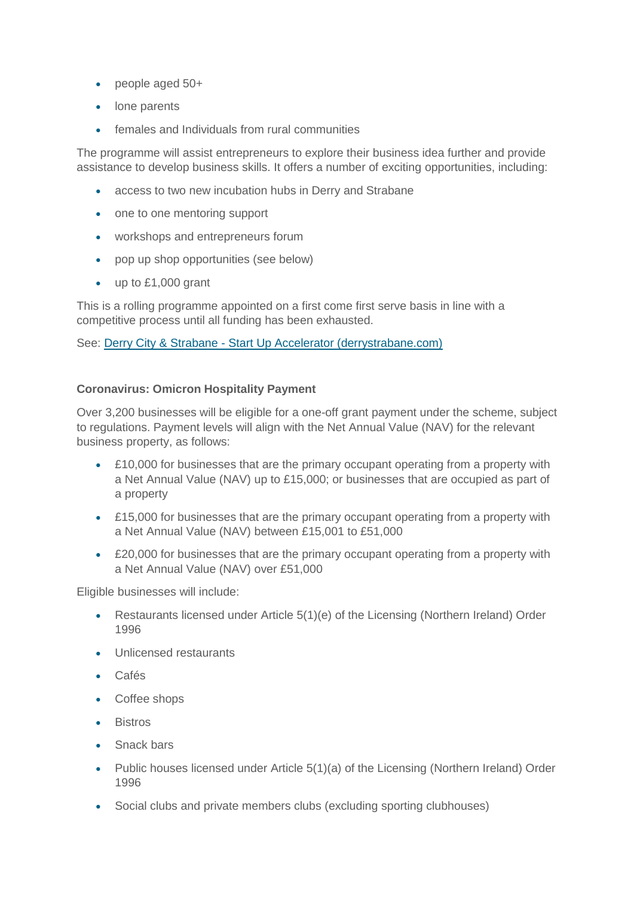- people aged 50+
- lone parents
- females and Individuals from rural communities

The programme will assist entrepreneurs to explore their business idea further and provide assistance to develop business skills. It offers a number of exciting opportunities, including:

- access to two new incubation hubs in Derry and Strabane
- one to one mentoring support
- workshops and entrepreneurs forum
- pop up shop opportunities (see below)
- up to £1,000 grant

This is a rolling programme appointed on a first come first serve basis in line with a competitive process until all funding has been exhausted.

See: [Derry City & Strabane - Start Up Accelerator (derrystrabane.com)]()

**Coronavirus: Omicron Hospitality Payment**

Over 3,200 businesses will be eligible for a one-off grant payment under the scheme, subject to regulations. Payment levels will align with the Net Annual Value (NAV) for the relevant business property, as follows:

- £10,000 for businesses that are the primary occupant operating from a property with a Net Annual Value (NAV) up to £15,000; or businesses that are occupied as part of a property
- £15,000 for businesses that are the primary occupant operating from a property with a Net Annual Value (NAV) between £15,001 to £51,000
- £20,000 for businesses that are the primary occupant operating from a property with a Net Annual Value (NAV) over £51,000

Eligible businesses will include:

- Restaurants licensed under Article 5(1)(e) of the Licensing (Northern Ireland) Order 1996
- Unlicensed restaurants
- Cafés
- Coffee shops
- Bistros
- Snack bars
- Public houses licensed under Article 5(1)(a) of the Licensing (Northern Ireland) Order 1996
- Social clubs and private members clubs (excluding sporting clubhouses)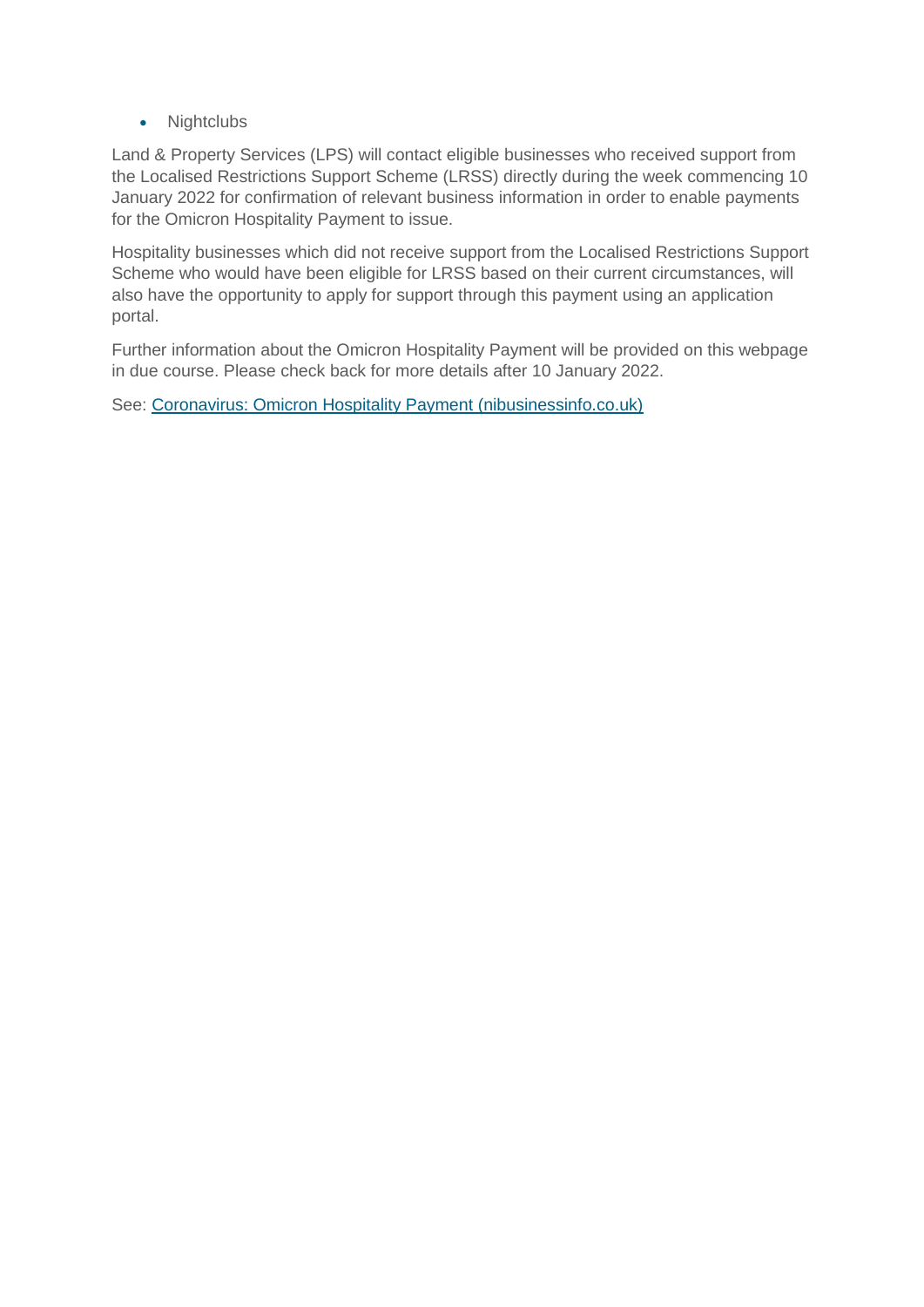- Nightclubs

Land & Property Services (LPS) will contact eligible businesses who received support from the Localised Restrictions Support Scheme (LRSS) directly during the week commencing 10 January 2022 for confirmation of relevant business information in order to enable payments for the Omicron Hospitality Payment to issue.

Hospitality businesses which did not receive support from the Localised Restrictions Support Scheme who would have been eligible for LRSS based on their current circumstances, will also have the opportunity to apply for support through this payment using an application portal.

Further information about the Omicron Hospitality Payment will be provided on this webpage in due course. Please check back for more details after 10 January 2022.

See: [Coronavirus: Omicron Hospitality Payment (nibusinessinfo.co.uk)]